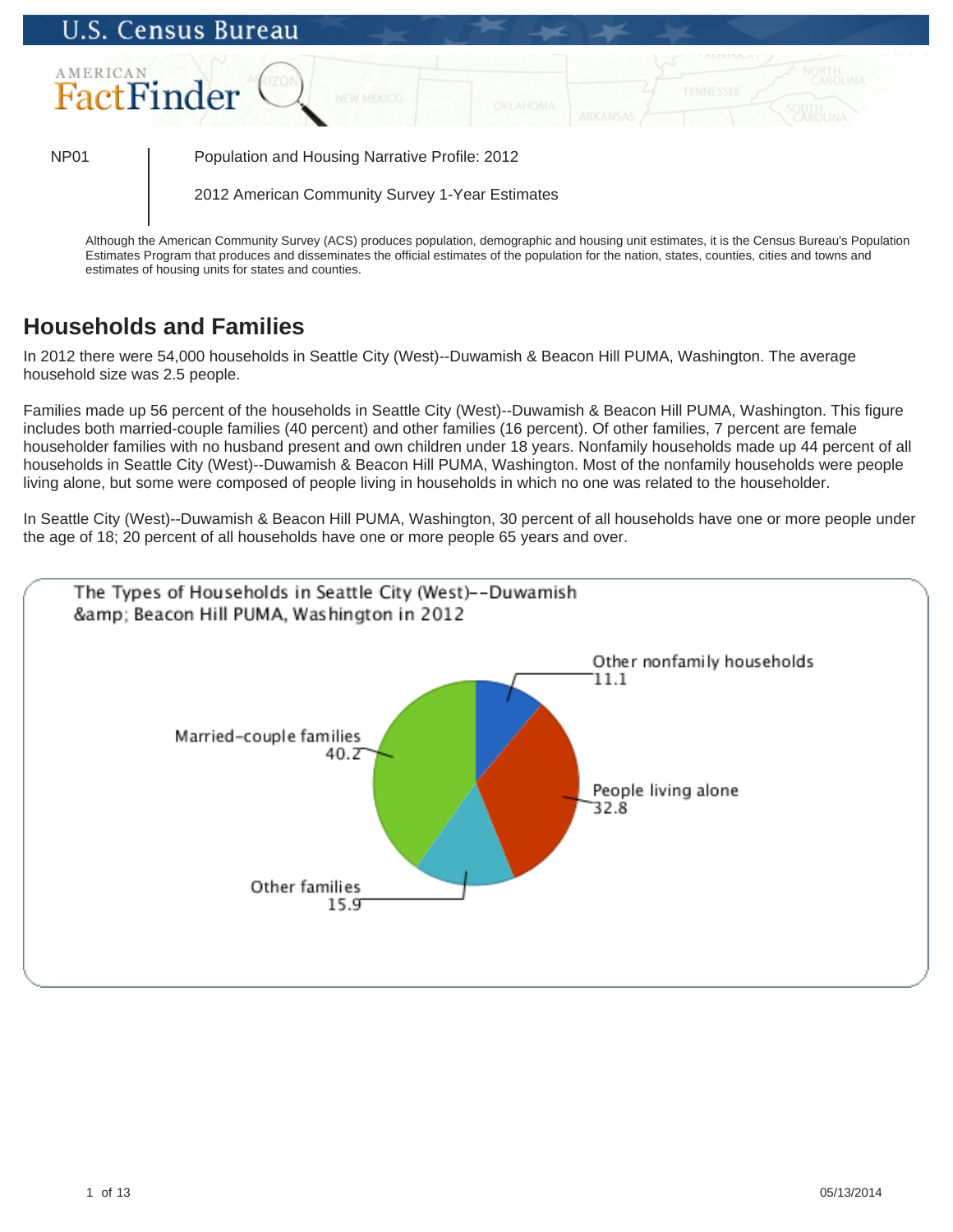U.S. Census Bureau

AMERICAN FactFinder

NP01 | Population and Housing Narrative Profile: 2012

2012 American Community Survey 1-Year Estimates

Although the American Community Survey (ACS) produces population, demographic and housing unit estimates, it is the Census Bureau's Population Estimates Program that produces and disseminates the official estimates of the population for the nation, states, counties, cities and towns and estimates of housing units for states and counties.

## Households and Families

In 2012 there were 54,000 households in Seattle City (West)--Duwamish & Beacon Hill PUMA, Washington. The average household size was 2.5 people.

Families made up 56 percent of the households in Seattle City (West)--Duwamish & Beacon Hill PUMA, Washington. This figure includes both married-couple families (40 percent) and other families (16 percent). Of other families, 7 percent are female householder families with no husband present and own children under 18 years. Nonfamily households made up 44 percent of all households in Seattle City (West)--Duwamish & Beacon Hill PUMA, Washington. Most of the nonfamily households were people living alone, but some were composed of people living in households in which no one was related to the householder.

In Seattle City (West)--Duwamish & Beacon Hill PUMA, Washington, 30 percent of all households have one or more people under the age of 18; 20 percent of all households have one or more people 65 years and over.

The Types of Households in Seattle City (West)--Duwamish &amp; Beacon Hill PUMA, Washington in 2012

| Household type | Percent |
|---|---|
| Married-couple families | 40.2 |
| Other families | 15.9 |
| People living alone | 32.8 |
| Other nonfamily households | 11.1 |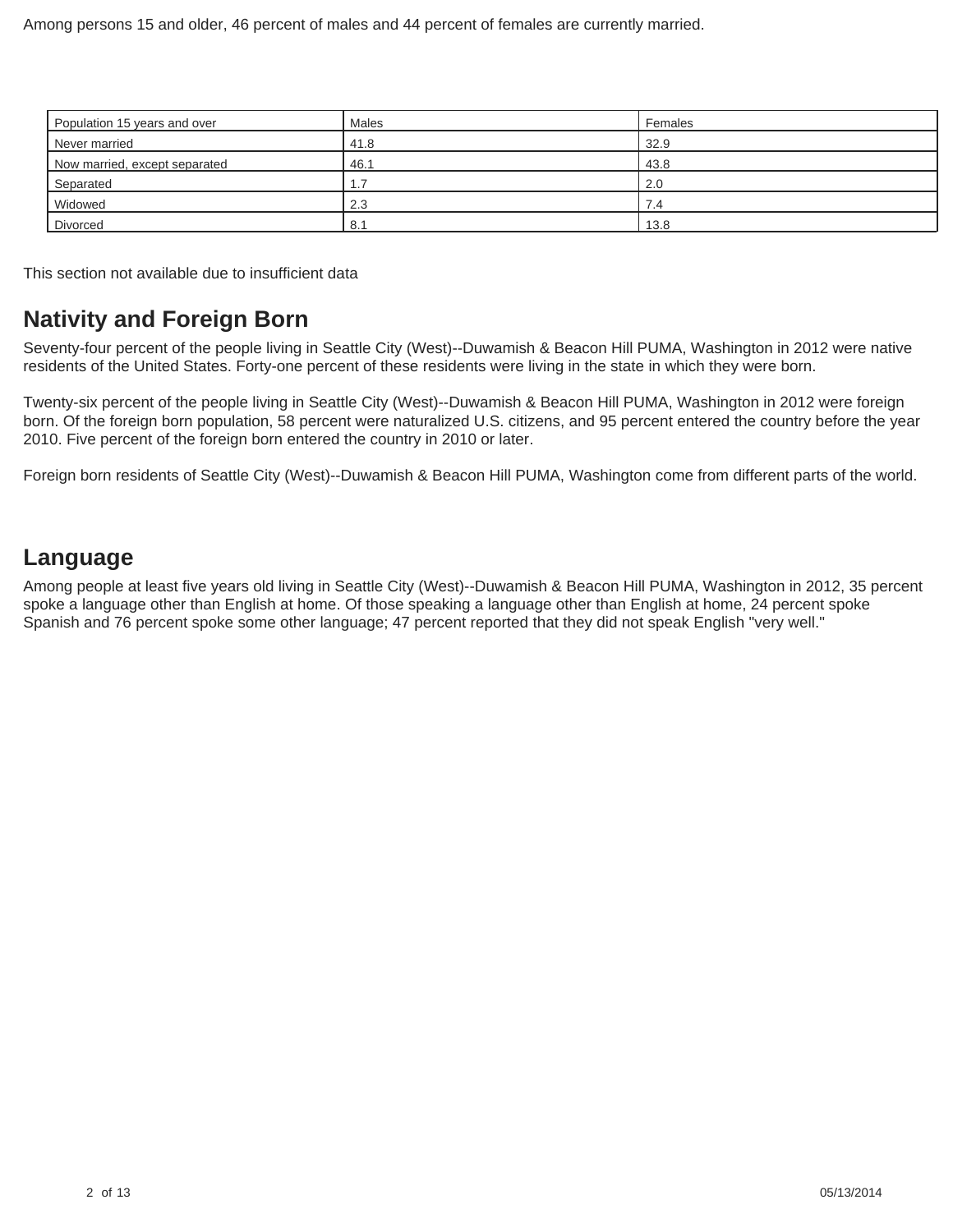Among persons 15 and older, 46 percent of males and 44 percent of females are currently married.

| Population 15 years and over | Males | Females |
| --- | --- | --- |
| Never married | 41.8 | 32.9 |
| Now married, except separated | 46.1 | 43.8 |
| Separated | 1.7 | 2.0 |
| Widowed | 2.3 | 7.4 |
| Divorced | 8.1 | 13.8 |

This section not available due to insufficient data

## Nativity and Foreign Born

Seventy-four percent of the people living in Seattle City (West)--Duwamish & Beacon Hill PUMA, Washington in 2012 were native residents of the United States. Forty-one percent of these residents were living in the state in which they were born.

Twenty-six percent of the people living in Seattle City (West)--Duwamish & Beacon Hill PUMA, Washington in 2012 were foreign born. Of the foreign born population, 58 percent were naturalized U.S. citizens, and 95 percent entered the country before the year 2010. Five percent of the foreign born entered the country in 2010 or later.

Foreign born residents of Seattle City (West)--Duwamish & Beacon Hill PUMA, Washington come from different parts of the world.

## Language

Among people at least five years old living in Seattle City (West)--Duwamish & Beacon Hill PUMA, Washington in 2012, 35 percent spoke a language other than English at home. Of those speaking a language other than English at home, 24 percent spoke Spanish and 76 percent spoke some other language; 47 percent reported that they did not speak English "very well."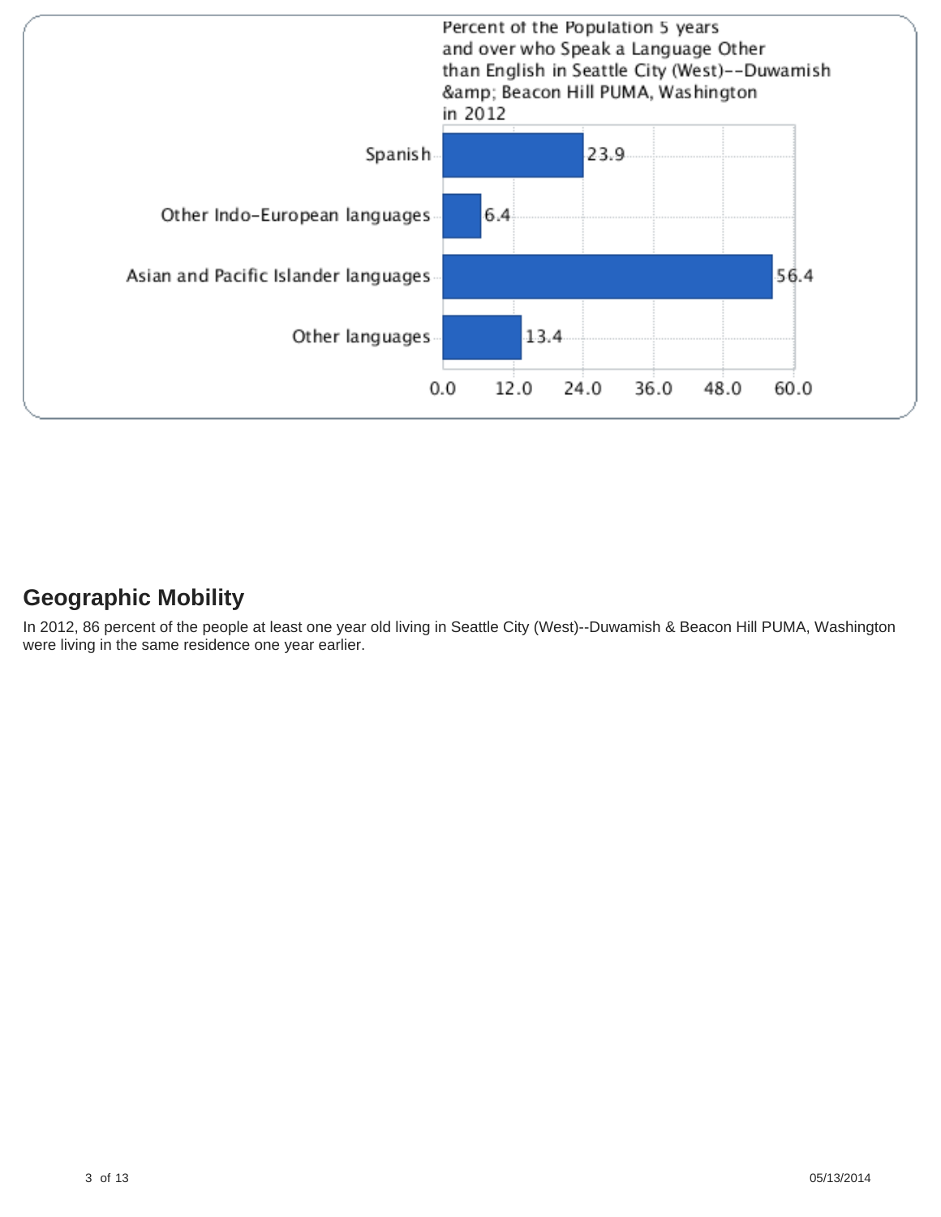Percent of the Population 5 years and over who Speak a Language Other than English in Seattle City (West)--Duwamish &amp; Beacon Hill PUMA, Washington in 2012

| Language | Percent |
| --- | --- |
| Spanish | 23.9 |
| Other Indo-European languages | 6.4 |
| Asian and Pacific Islander languages | 56.4 |
| Other languages | 13.4 |

## Geographic Mobility

In 2012, 86 percent of the people at least one year old living in Seattle City (West)--Duwamish & Beacon Hill PUMA, Washington were living in the same residence one year earlier.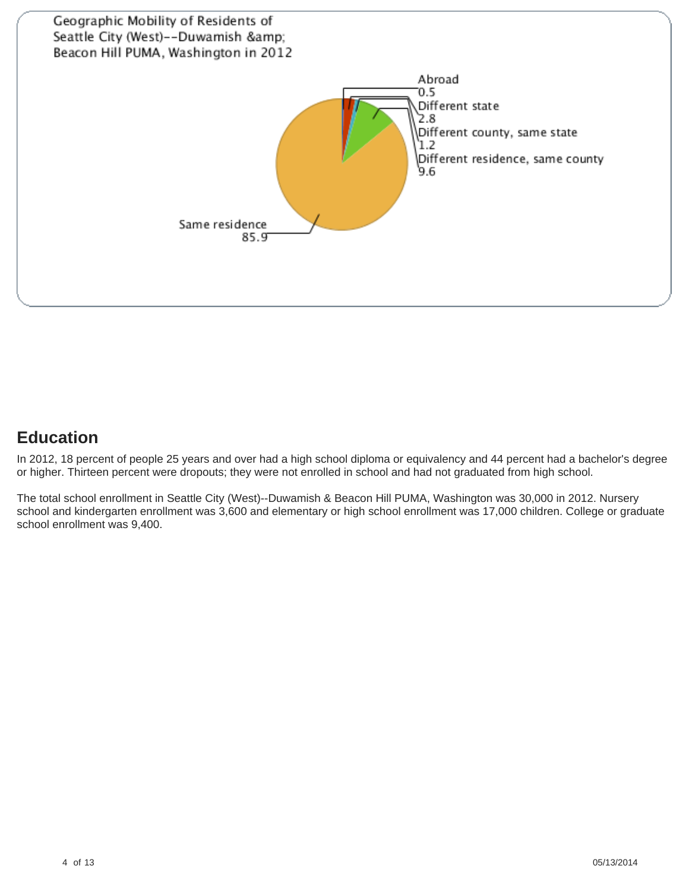Geographic Mobility of Residents of Seattle City (West)--Duwamish &amp; Beacon Hill PUMA, Washington in 2012

| Category | Percent |
| --- | --- |
| Abroad | 0.5 |
| Different state | 2.8 |
| Different county, same state | 1.2 |
| Different residence, same county | 9.6 |
| Same residence | 85.9 |

## Education

In 2012, 18 percent of people 25 years and over had a high school diploma or equivalency and 44 percent had a bachelor's degree or higher. Thirteen percent were dropouts; they were not enrolled in school and had not graduated from high school.

The total school enrollment in Seattle City (West)--Duwamish & Beacon Hill PUMA, Washington was 30,000 in 2012. Nursery school and kindergarten enrollment was 3,600 and elementary or high school enrollment was 17,000 children. College or graduate school enrollment was 9,400.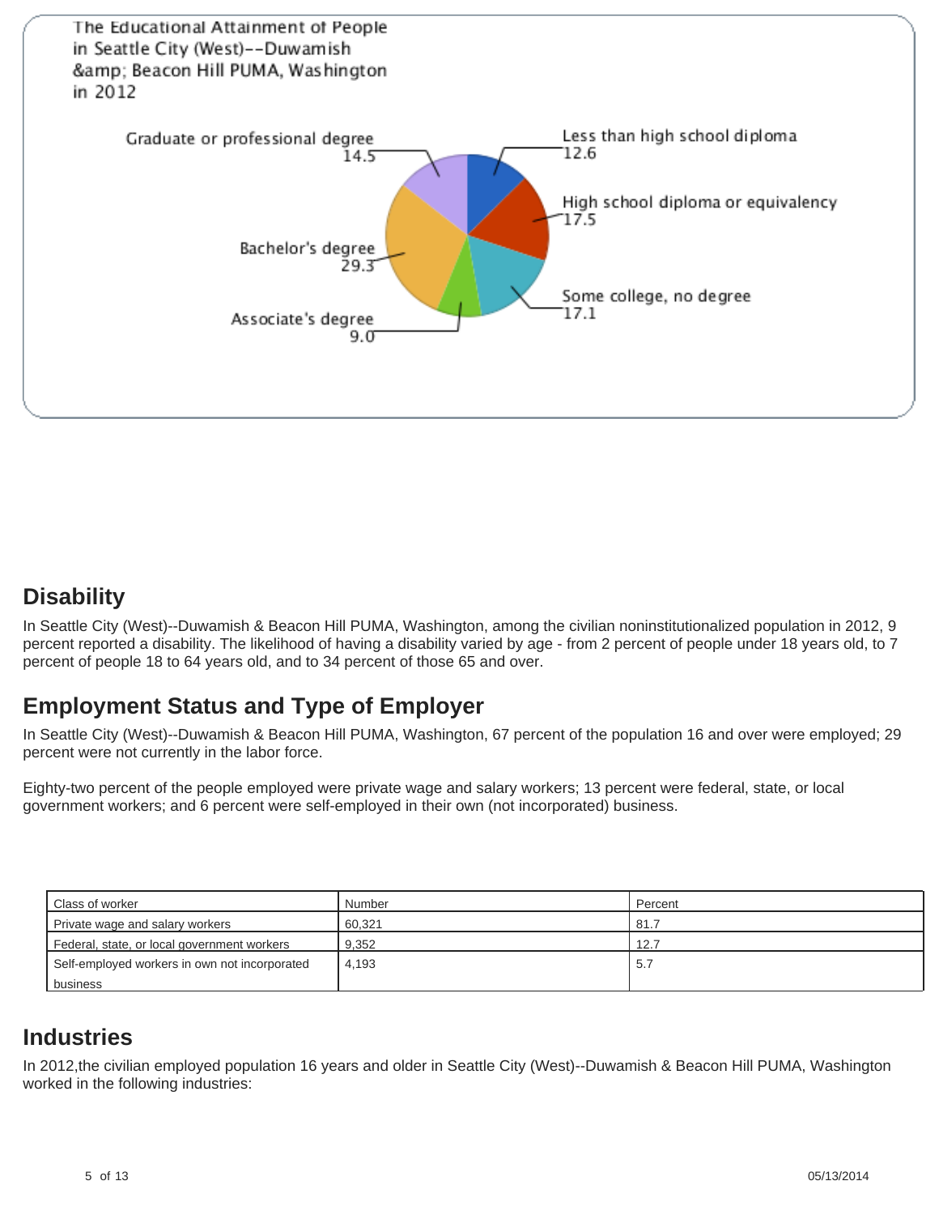The Educational Attainment of People in Seattle City (West)--Duwamish &amp; Beacon Hill PUMA, Washington in 2012

| Educational attainment | Percent |
| --- | --- |
| Less than high school diploma | 12.6 |
| High school diploma or equivalency | 17.5 |
| Some college, no degree | 17.1 |
| Associate's degree | 9.0 |
| Bachelor's degree | 29.3 |
| Graduate or professional degree | 14.5 |

## Disability

In Seattle City (West)--Duwamish & Beacon Hill PUMA, Washington, among the civilian noninstitutionalized population in 2012, 9 percent reported a disability. The likelihood of having a disability varied by age - from 2 percent of people under 18 years old, to 7 percent of people 18 to 64 years old, and to 34 percent of those 65 and over.

## Employment Status and Type of Employer

In Seattle City (West)--Duwamish & Beacon Hill PUMA, Washington, 67 percent of the population 16 and over were employed; 29 percent were not currently in the labor force.

Eighty-two percent of the people employed were private wage and salary workers; 13 percent were federal, state, or local government workers; and 6 percent were self-employed in their own (not incorporated) business.

| Class of worker | Number | Percent |
| --- | --- | --- |
| Private wage and salary workers | 60,321 | 81.7 |
| Federal, state, or local government workers | 9,352 | 12.7 |
| Self-employed workers in own not incorporated business | 4,193 | 5.7 |

## Industries

In 2012,the civilian employed population 16 years and older in Seattle City (West)--Duwamish & Beacon Hill PUMA, Washington worked in the following industries: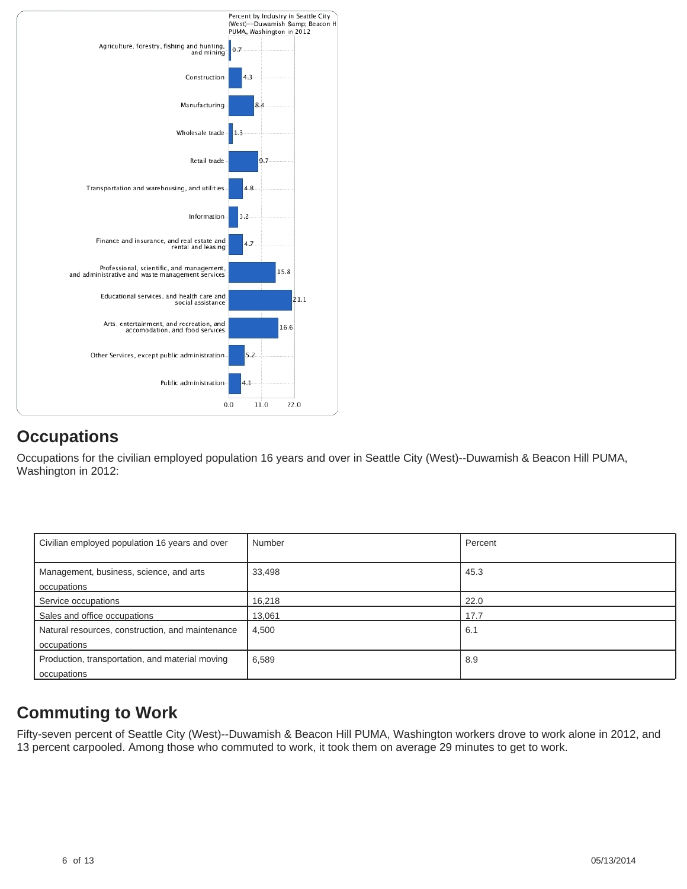Percent by Industry in Seattle City (West)--Duwamish &amp; Beacon H PUMA, Washington in 2012

| Industry | Percent |
|---|---|
| Agriculture, forestry, fishing and hunting, and mining | 0.7 |
| Construction | 4.3 |
| Manufacturing | 8.4 |
| Wholesale trade | 1.3 |
| Retail trade | 9.7 |
| Transportation and warehousing, and utilities | 4.8 |
| Information | 3.2 |
| Finance and insurance, and real estate and rental and leasing | 4.7 |
| Professional, scientific, and management, and administrative and waste management services | 15.8 |
| Educational services, and health care and social assistance | 21.1 |
| Arts, entertainment, and recreation, and accomodation, and food services | 16.6 |
| Other Services, except public administration | 5.2 |
| Public administration | 4.1 |

## Occupations

Occupations for the civilian employed population 16 years and over in Seattle City (West)--Duwamish & Beacon Hill PUMA, Washington in 2012:

| Civilian employed population 16 years and over | Number | Percent |
|---|---|---|
| Management, business, science, and arts occupations | 33,498 | 45.3 |
| Service occupations | 16,218 | 22.0 |
| Sales and office occupations | 13,061 | 17.7 |
| Natural resources, construction, and maintenance occupations | 4,500 | 6.1 |
| Production, transportation, and material moving occupations | 6,589 | 8.9 |

## Commuting to Work

Fifty-seven percent of Seattle City (West)--Duwamish & Beacon Hill PUMA, Washington workers drove to work alone in 2012, and 13 percent carpooled. Among those who commuted to work, it took them on average 29 minutes to get to work.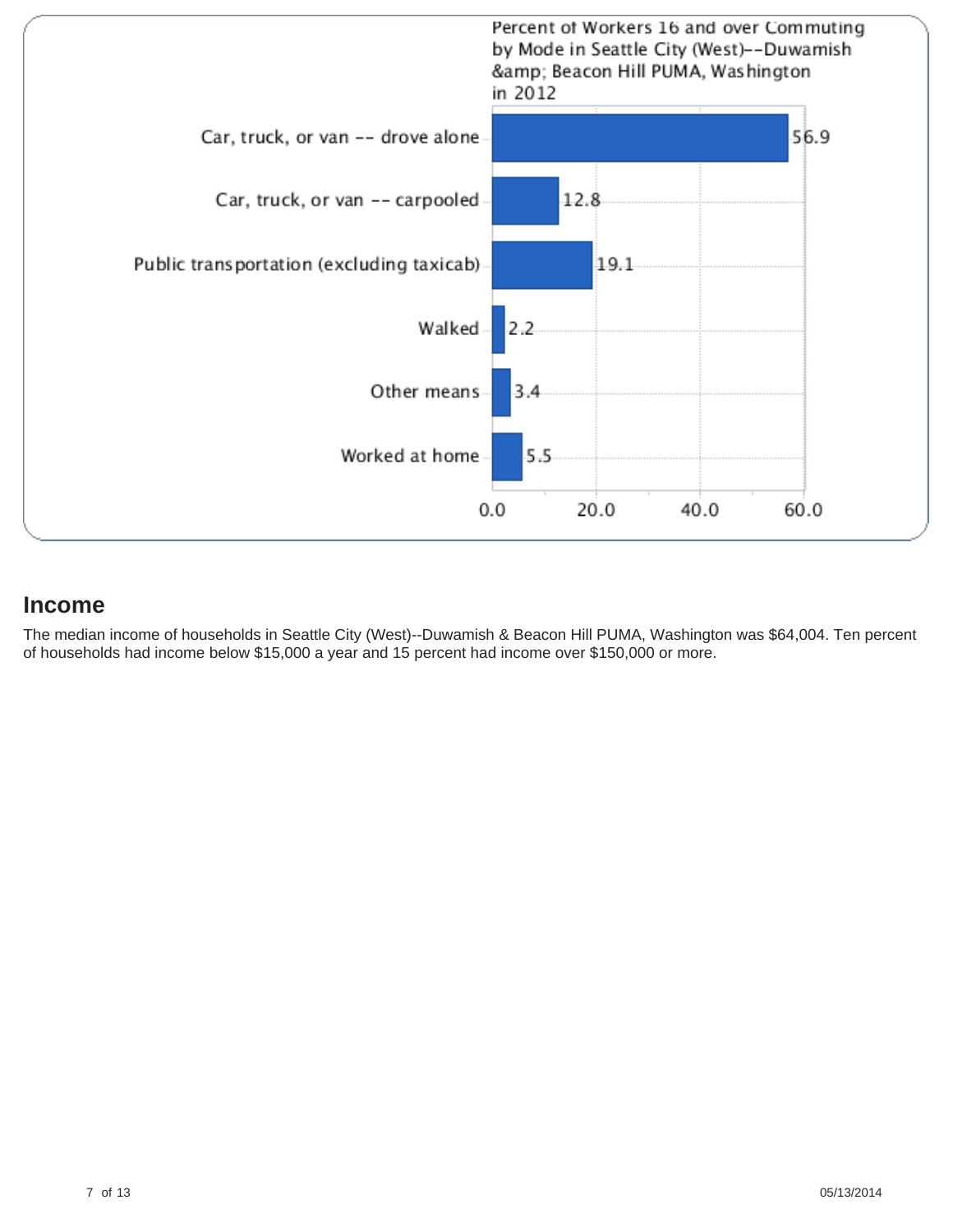Percent of Workers 16 and over Commuting by Mode in Seattle City (West)--Duwamish &amp; Beacon Hill PUMA, Washington in 2012

| Mode | Percent |
| --- | --- |
| Car, truck, or van -- drove alone | 56.9 |
| Car, truck, or van -- carpooled | 12.8 |
| Public transportation (excluding taxicab) | 19.1 |
| Walked | 2.2 |
| Other means | 3.4 |
| Worked at home | 5.5 |

## Income

The median income of households in Seattle City (West)--Duwamish & Beacon Hill PUMA, Washington was $64,004. Ten percent of households had income below $15,000 a year and 15 percent had income over $150,000 or more.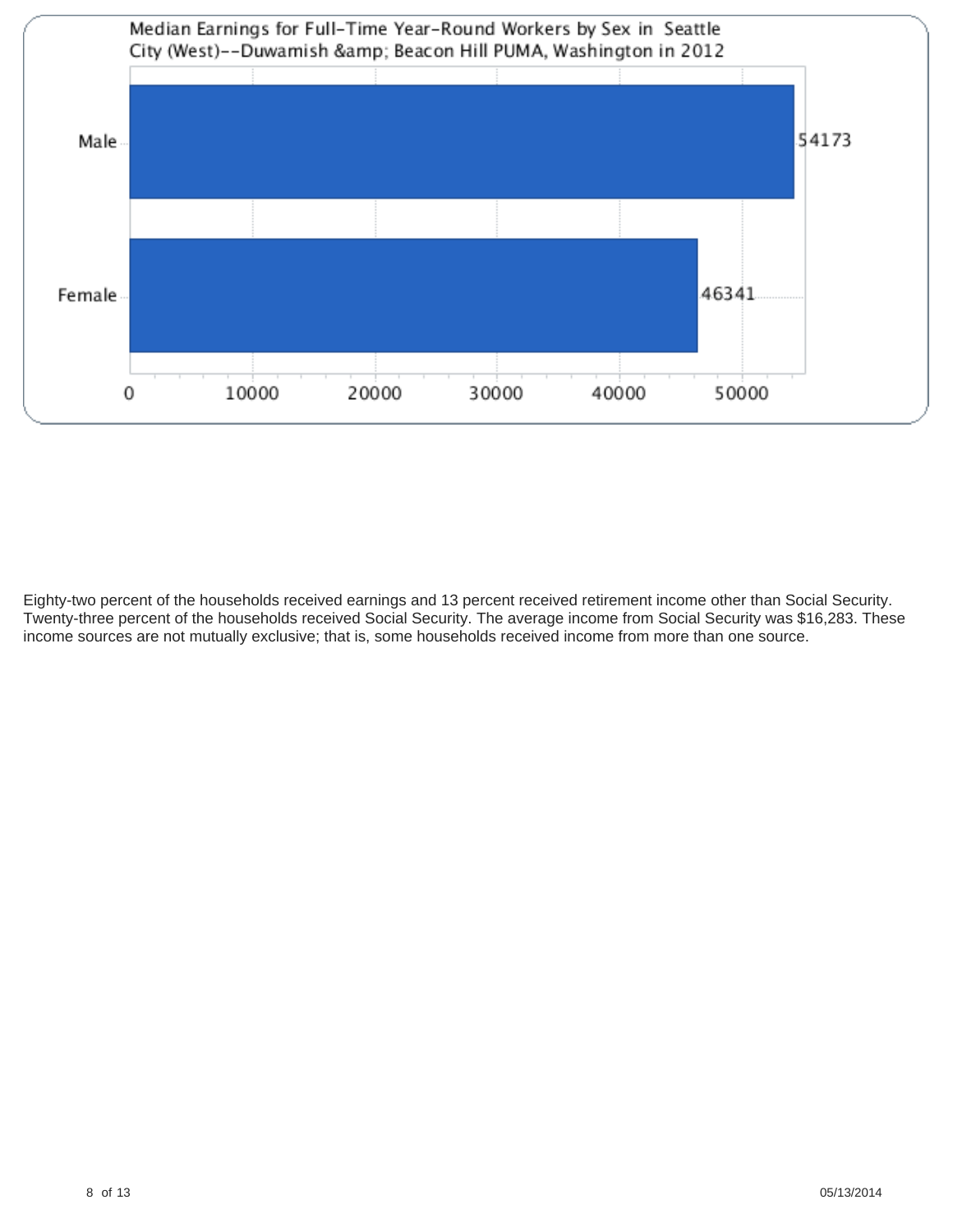Median Earnings for Full-Time Year-Round Workers by Sex in Seattle City (West)--Duwamish &amp; Beacon Hill PUMA, Washington in 2012

| Sex | Median Earnings |
| --- | --- |
| Male | 54173 |
| Female | 46341 |

Eighty-two percent of the households received earnings and 13 percent received retirement income other than Social Security. Twenty-three percent of the households received Social Security. The average income from Social Security was $16,283. These income sources are not mutually exclusive; that is, some households received income from more than one source.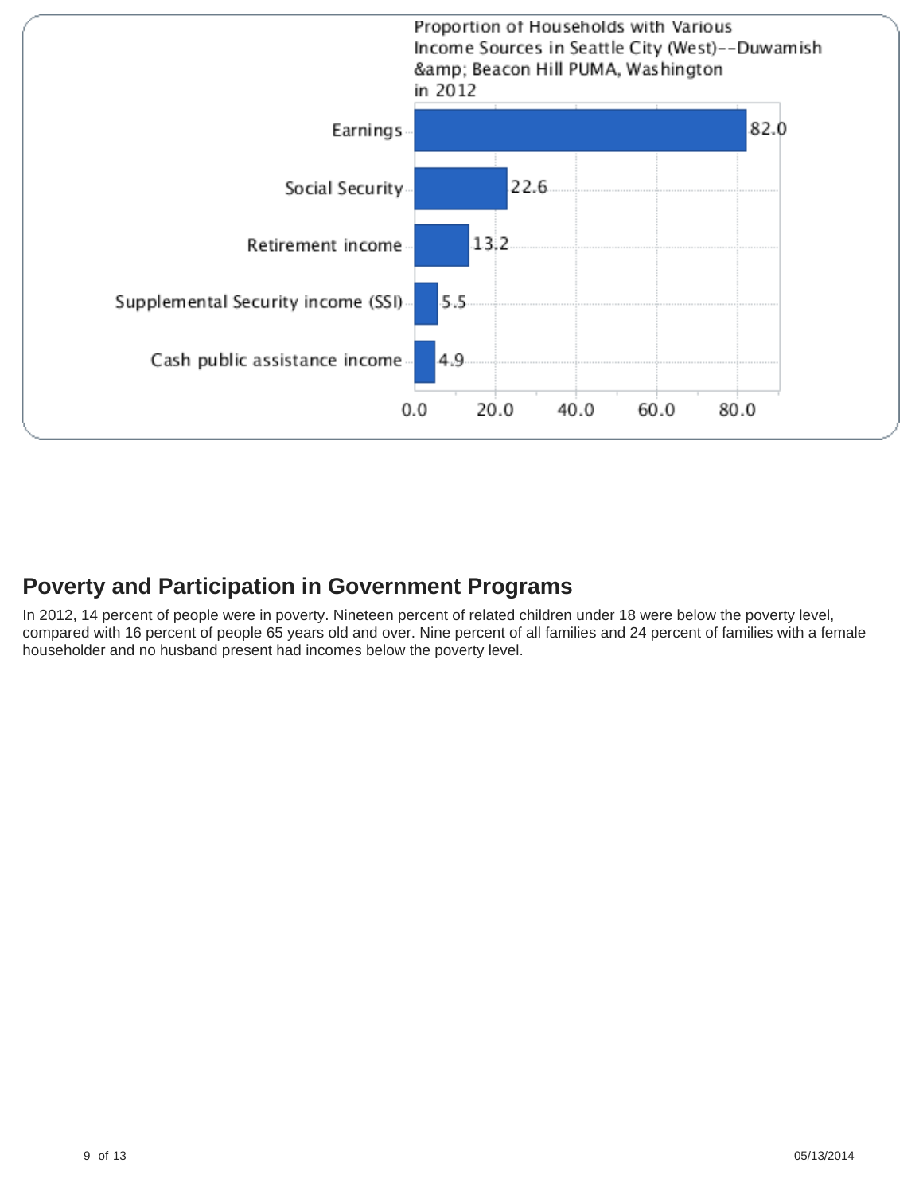Proportion of Households with Various Income Sources in Seattle City (West)--Duwamish &amp; Beacon Hill PUMA, Washington in 2012

| Income source | Percent |
| --- | --- |
| Earnings | 82.0 |
| Social Security | 22.6 |
| Retirement income | 13.2 |
| Supplemental Security income (SSI) | 5.5 |
| Cash public assistance income | 4.9 |

## Poverty and Participation in Government Programs

In 2012, 14 percent of people were in poverty. Nineteen percent of related children under 18 were below the poverty level, compared with 16 percent of people 65 years old and over. Nine percent of all families and 24 percent of families with a female householder and no husband present had incomes below the poverty level.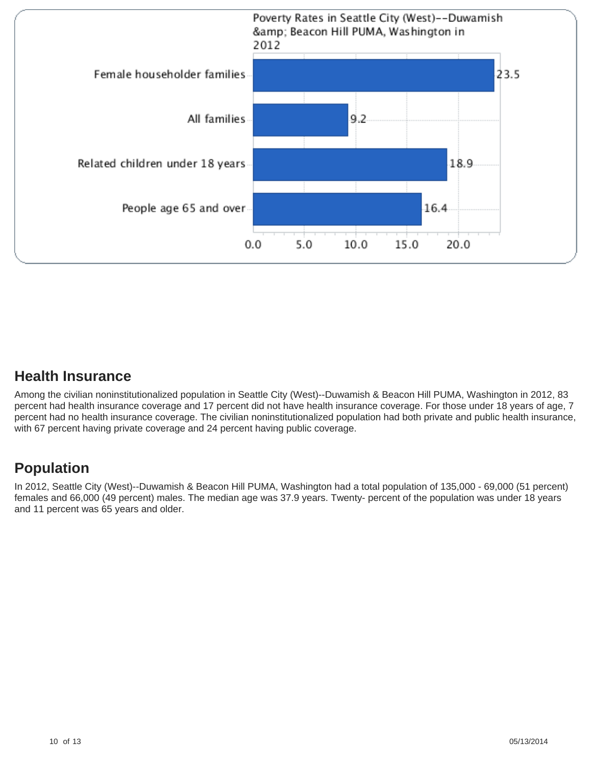Poverty Rates in Seattle City (West)--Duwamish &amp; Beacon Hill PUMA, Washington in 2012

| Category | Percent |
| --- | --- |
| Female householder families | 23.5 |
| All families | 9.2 |
| Related children under 18 years | 18.9 |
| People age 65 and over | 16.4 |

## Health Insurance

Among the civilian noninstitutionalized population in Seattle City (West)--Duwamish & Beacon Hill PUMA, Washington in 2012, 83 percent had health insurance coverage and 17 percent did not have health insurance coverage. For those under 18 years of age, 7 percent had no health insurance coverage. The civilian noninstitutionalized population had both private and public health insurance, with 67 percent having private coverage and 24 percent having public coverage.

## Population

In 2012, Seattle City (West)--Duwamish & Beacon Hill PUMA, Washington had a total population of 135,000 - 69,000 (51 percent) females and 66,000 (49 percent) males. The median age was 37.9 years. Twenty- percent of the population was under 18 years and 11 percent was 65 years and older.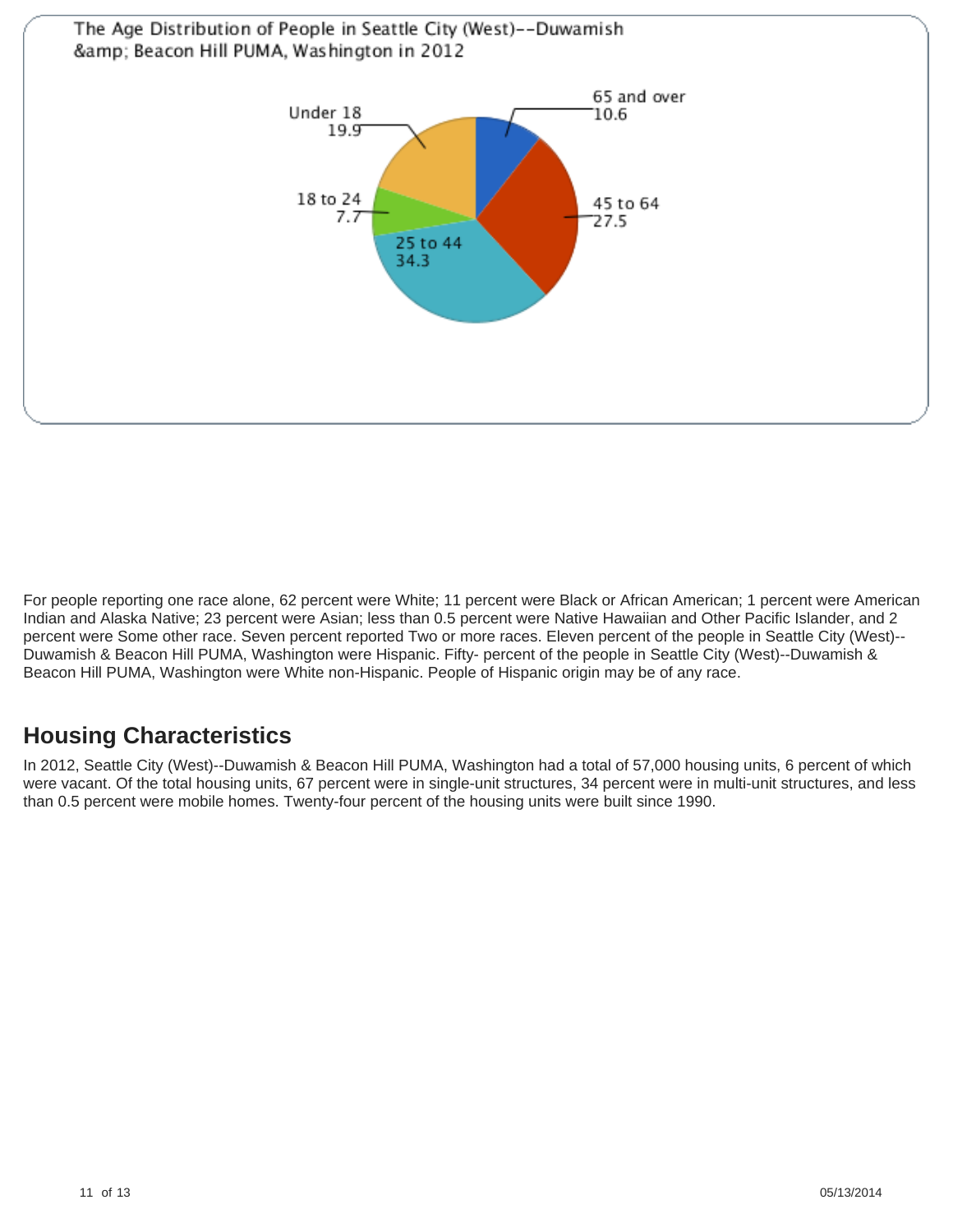The Age Distribution of People in Seattle City (West)--Duwamish &amp; Beacon Hill PUMA, Washington in 2012

| Age group | Percent |
| --- | --- |
| Under 18 | 19.9 |
| 18 to 24 | 7.7 |
| 25 to 44 | 34.3 |
| 45 to 64 | 27.5 |
| 65 and over | 10.6 |

For people reporting one race alone, 62 percent were White; 11 percent were Black or African American; 1 percent were American Indian and Alaska Native; 23 percent were Asian; less than 0.5 percent were Native Hawaiian and Other Pacific Islander, and 2 percent were Some other race. Seven percent reported Two or more races. Eleven percent of the people in Seattle City (West)--Duwamish & Beacon Hill PUMA, Washington were Hispanic. Fifty- percent of the people in Seattle City (West)--Duwamish & Beacon Hill PUMA, Washington were White non-Hispanic. People of Hispanic origin may be of any race.

## Housing Characteristics

In 2012, Seattle City (West)--Duwamish & Beacon Hill PUMA, Washington had a total of 57,000 housing units, 6 percent of which were vacant. Of the total housing units, 67 percent were in single-unit structures, 34 percent were in multi-unit structures, and less than 0.5 percent were mobile homes. Twenty-four percent of the housing units were built since 1990.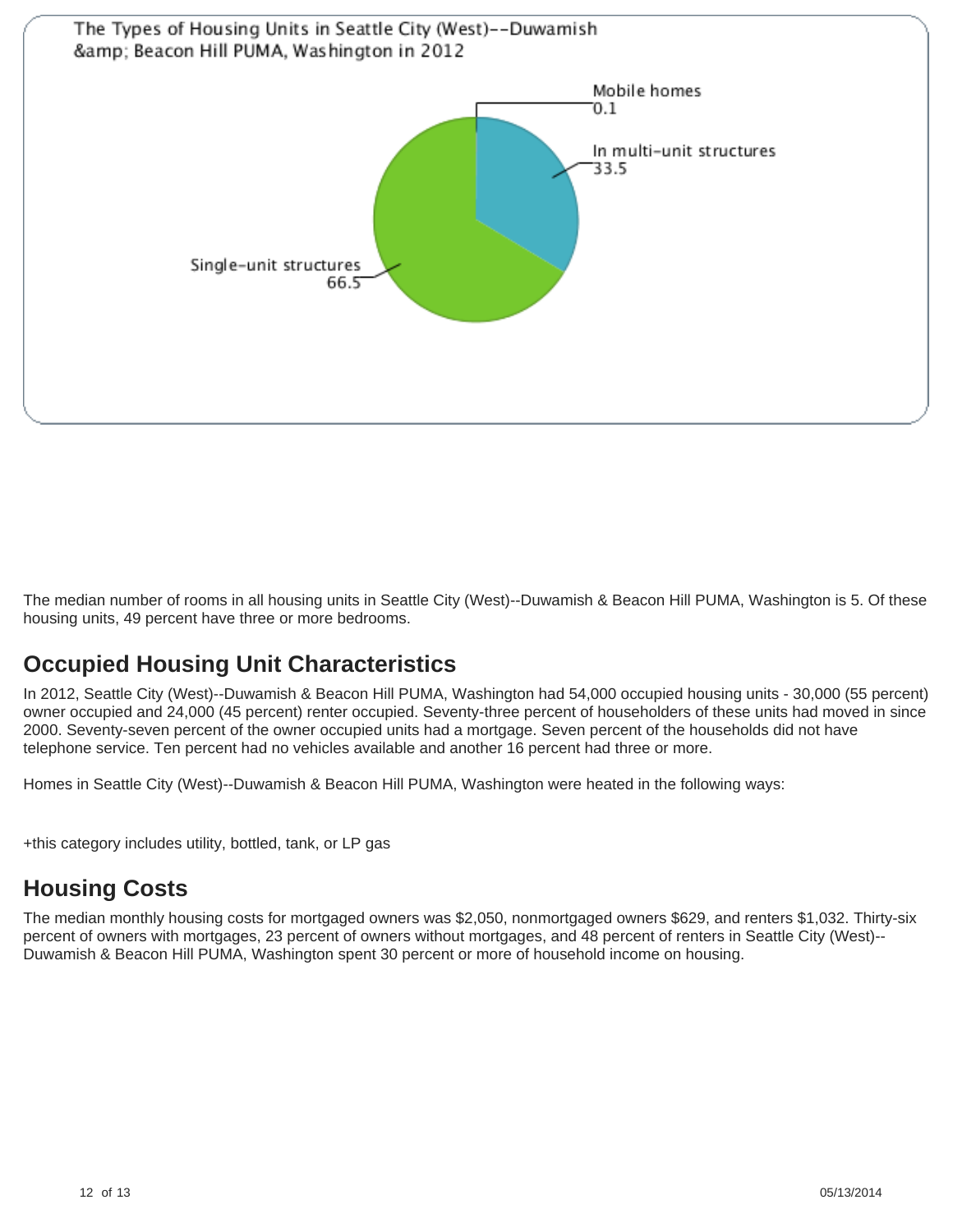The Types of Housing Units in Seattle City (West)--Duwamish &amp; Beacon Hill PUMA, Washington in 2012

| Type | Percent |
| --- | --- |
| Mobile homes | 0.1 |
| In multi-unit structures | 33.5 |
| Single-unit structures | 66.5 |

The median number of rooms in all housing units in Seattle City (West)--Duwamish & Beacon Hill PUMA, Washington is 5. Of these housing units, 49 percent have three or more bedrooms.

## Occupied Housing Unit Characteristics

In 2012, Seattle City (West)--Duwamish & Beacon Hill PUMA, Washington had 54,000 occupied housing units - 30,000 (55 percent) owner occupied and 24,000 (45 percent) renter occupied. Seventy-three percent of householders of these units had moved in since 2000. Seventy-seven percent of the owner occupied units had a mortgage. Seven percent of the households did not have telephone service. Ten percent had no vehicles available and another 16 percent had three or more.

Homes in Seattle City (West)--Duwamish & Beacon Hill PUMA, Washington were heated in the following ways:

+this category includes utility, bottled, tank, or LP gas

## Housing Costs

The median monthly housing costs for mortgaged owners was $2,050, nonmortgaged owners $629, and renters $1,032. Thirty-six percent of owners with mortgages, 23 percent of owners without mortgages, and 48 percent of renters in Seattle City (West)--Duwamish & Beacon Hill PUMA, Washington spent 30 percent or more of household income on housing.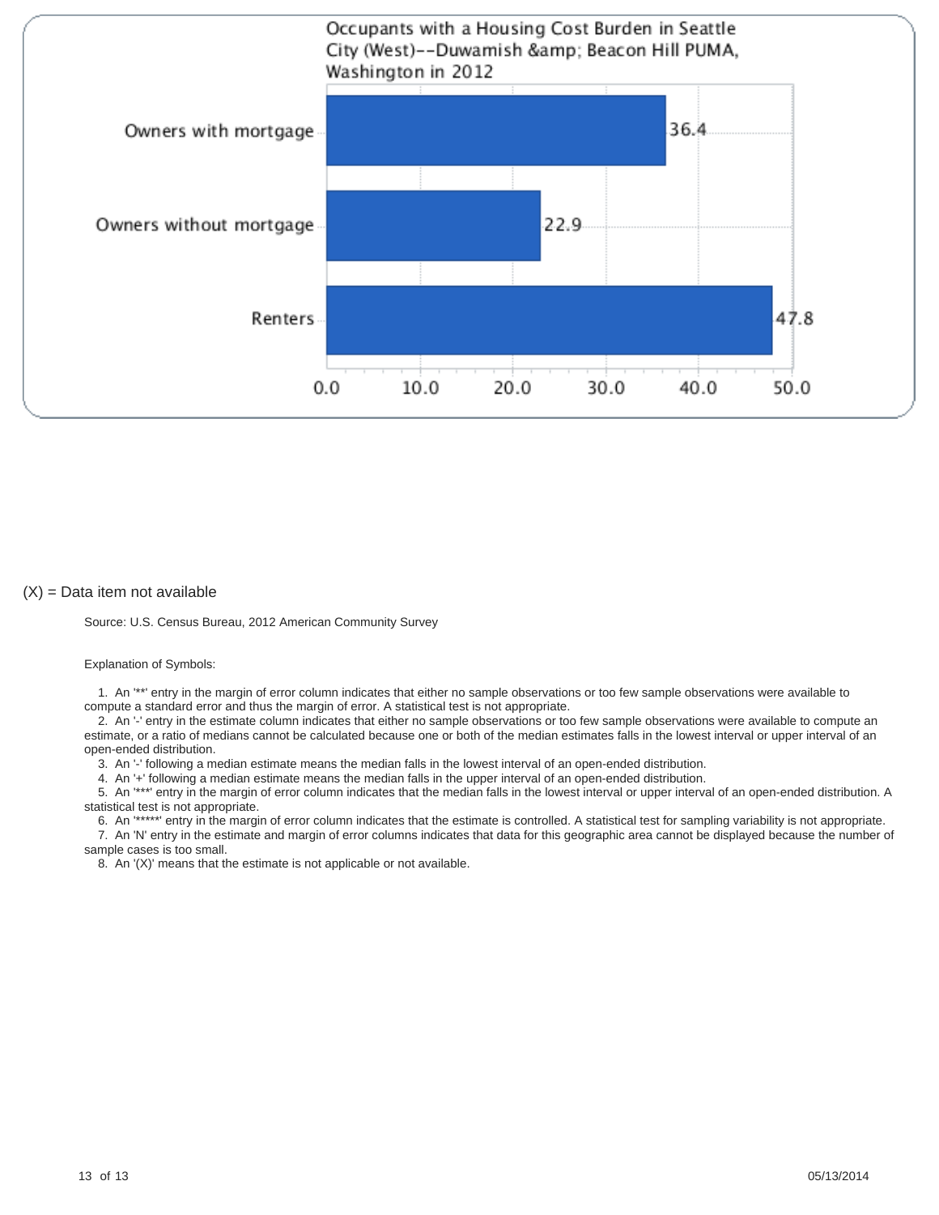Occupants with a Housing Cost Burden in Seattle City (West)--Duwamish &amp; Beacon Hill PUMA, Washington in 2012

Owners with mortgage

36.4

Owners without mortgage

22.9

Renters

47.8

0.0 10.0 20.0 30.0 40.0 50.0

(X) = Data item not available

Source: U.S. Census Bureau, 2012 American Community Survey

Explanation of Symbols:

1. An '**' entry in the margin of error column indicates that either no sample observations or too few sample observations were available to compute a standard error and thus the margin of error. A statistical test is not appropriate.
2. An '-' entry in the estimate column indicates that either no sample observations or too few sample observations were available to compute an estimate, or a ratio of medians cannot be calculated because one or both of the median estimates falls in the lowest interval or upper interval of an open-ended distribution.
3. An '-' following a median estimate means the median falls in the lowest interval of an open-ended distribution.
4. An '+' following a median estimate means the median falls in the upper interval of an open-ended distribution.
5. An '***' entry in the margin of error column indicates that the median falls in the lowest interval or upper interval of an open-ended distribution. A statistical test is not appropriate.
6. An '*****' entry in the margin of error column indicates that the estimate is controlled. A statistical test for sampling variability is not appropriate.
7. An 'N' entry in the estimate and margin of error columns indicates that data for this geographic area cannot be displayed because the number of sample cases is too small.
8. An '(X)' means that the estimate is not applicable or not available.